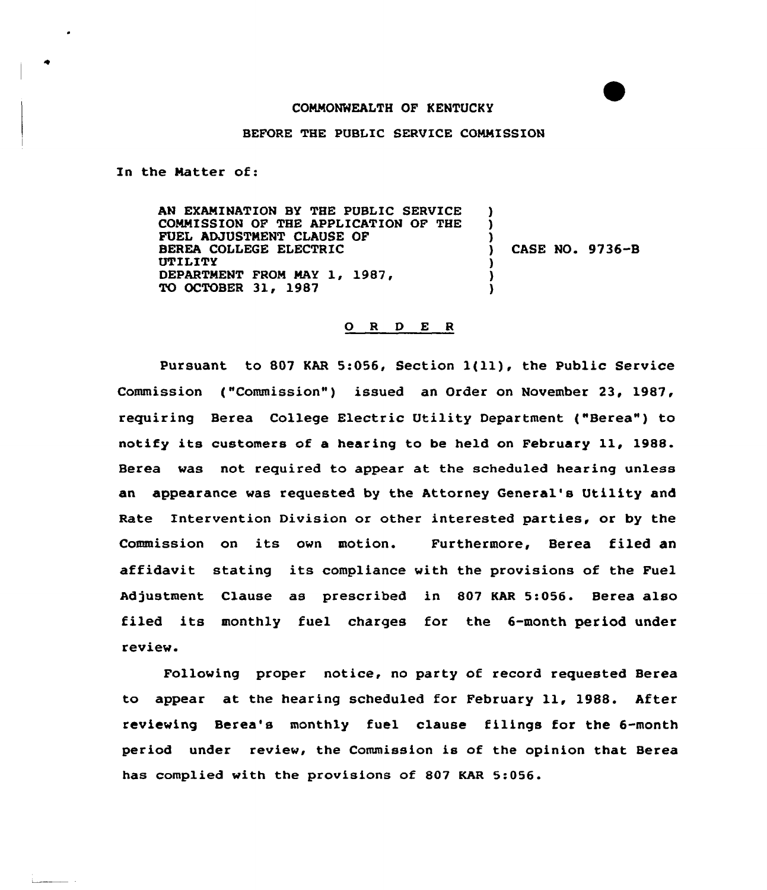COMMONWEALTH OF KENTUCKY

BEFORE THE PUBLIC SERVICE COMMISSION

In the Matter of:

AN EXAMINATION BY THE PUBLIC SERVICE COMMISSION OF THE APPLICATION OF THE FUEL ADJUSTMENT CLAUSE OF BEREA COLLEGE ELECTRIC UTILITY DEPARTMENT FROM MAY 1, 1987, TO OCTOBER 31, 1987 ) CASE NO. 9736-B

# O R D E R

Pursuant to 807 KAR 5:056, Section 1(11), the Public Service Commission ("Commission") issued an Order on November 23, 1987, requiring Berea College Electric Utility Department ("Berea") to notify its customers of a hearing to be held on February 11, 1988. Berea was not required to appear at the scheduled hearing unless an appearance was requested by the Attorney General's Utility and Rate Intervention Division or other interested parties, or by the Commission on its own motion. Furthermore, Berea filed an affidavit stating its compliance with the provisions of the Fuel Adjustment Clause as prescribed in 807 KAR 5:056. Berea also filed its monthly fuel charges for the 6-month period under review.

Following proper notice, no party of record requested Berea to appear at the hearing scheduled for February 11, 1988. After reviewing Berea's monthly fuel clause filings for the 6-month period under review, the Commission is of the opinion that Berea has complied with the provisions of 807 KAR 5:056.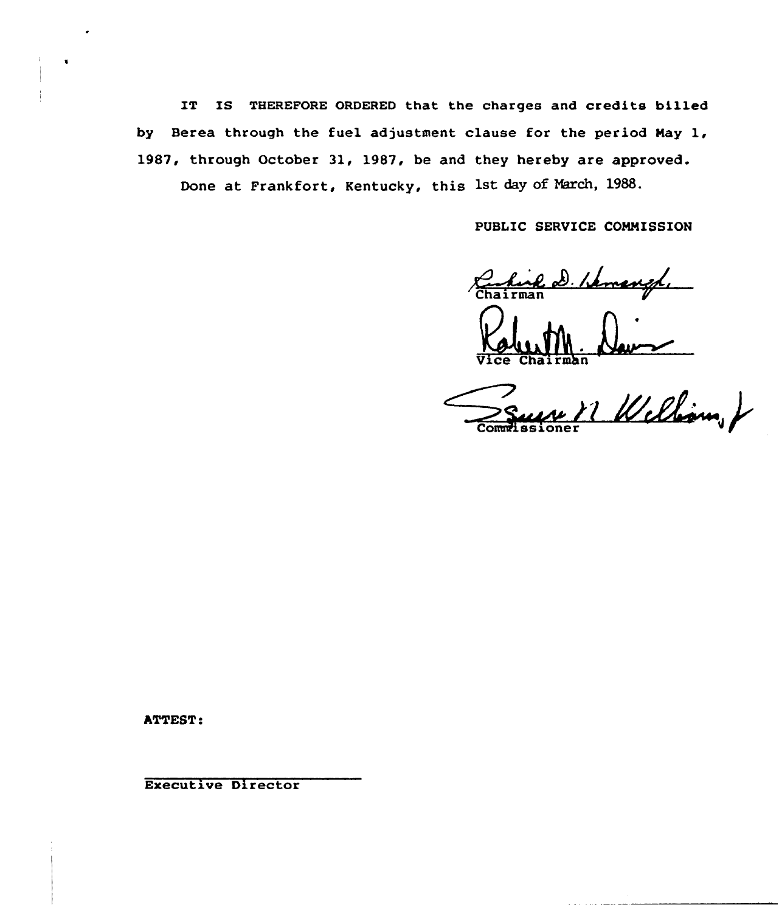IT IS THEREFORE ORDERED that the charges and credits billed by Berea through the fuel adjustment clause for the period May 1, 1987, through October 31, 1987, be and they hereby are approved.

Done at Frankfort, Kentucky, this 1st day of March, 1988.

PUBLIC SERVICE COMMISSION

Chairman

Vice Chairman

Commissioner

ATTEST:

Executive Director